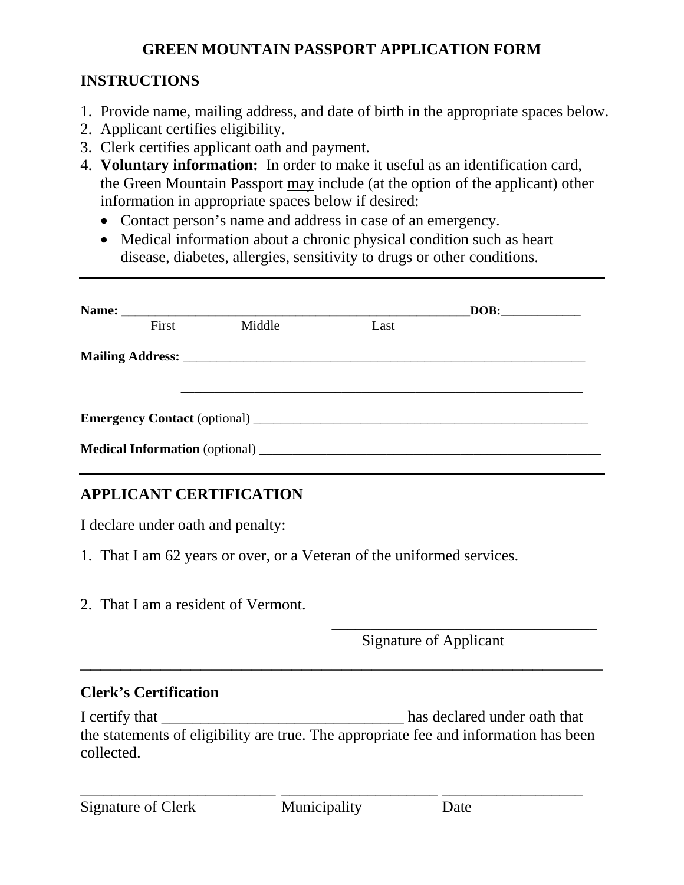# GREEN MOUNTAIN PASSPORT APPLICATION FORM

## INSTRUCTIONS

1. Provide name, mailing address, and date of birth in the appropriate spaces below.
2. Applicant certifies eligibility.
3. Clerk certifies applicant oath and payment.
4. **Voluntary information:** In order to make it useful as an identification card, the Green Mountain Passport may include (at the option of the applicant) other information in appropriate spaces below if desired:
   - Contact person's name and address in case of an emergency.
   - Medical information about a chronic physical condition such as heart disease, diabetes, allergies, sensitivity to drugs or other conditions.

---

**Name:** ______________________________________________________ **DOB:**_____________
First Middle Last

**Mailing Address:** ______________________________________________________________

______________________________________________________________

**Emergency Contact** (optional) ______________________________________________________

**Medical Information** (optional) ______________________________________________________

---

## APPLICANT CERTIFICATION

I declare under oath and penalty:

1. That I am 62 years or over, or a Veteran of the uniformed services.

2. That I am a resident of Vermont.

___________________________________
Signature of Applicant

---

### Clerk's Certification

I certify that ________________________________ has declared under oath that the statements of eligibility are true. The appropriate fee and information has been collected.

__________________________ ____________________ __________________
Signature of Clerk Municipality Date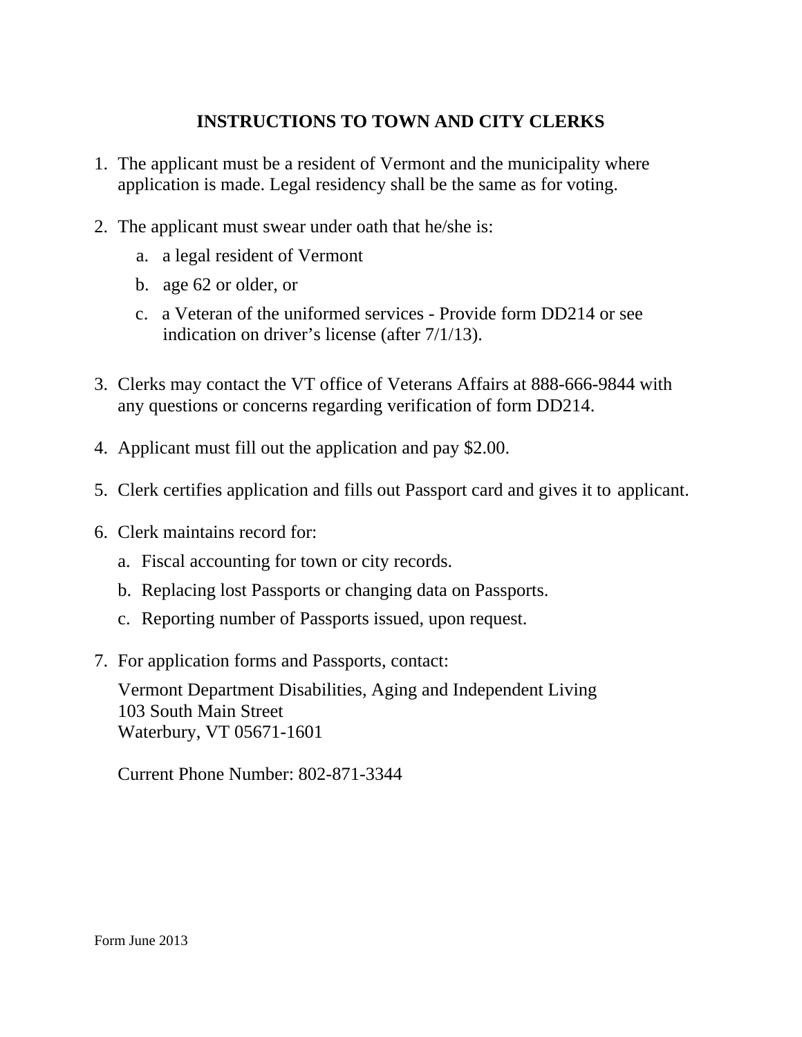## INSTRUCTIONS TO TOWN AND CITY CLERKS

1. The applicant must be a resident of Vermont and the municipality where application is made. Legal residency shall be the same as for voting.

2. The applicant must swear under oath that he/she is:
   a. a legal resident of Vermont
   b. age 62 or older, or
   c. a Veteran of the uniformed services - Provide form DD214 or see indication on driver's license (after 7/1/13).

3. Clerks may contact the VT office of Veterans Affairs at 888-666-9844 with any questions or concerns regarding verification of form DD214.

4. Applicant must fill out the application and pay $2.00.

5. Clerk certifies application and fills out Passport card and gives it to applicant.

6. Clerk maintains record for:
   a. Fiscal accounting for town or city records.
   b. Replacing lost Passports or changing data on Passports.
   c. Reporting number of Passports issued, upon request.

7. For application forms and Passports, contact:

   Vermont Department Disabilities, Aging and Independent Living
   103 South Main Street
   Waterbury, VT 05671-1601

   Current Phone Number: 802-871-3344

Form June 2013